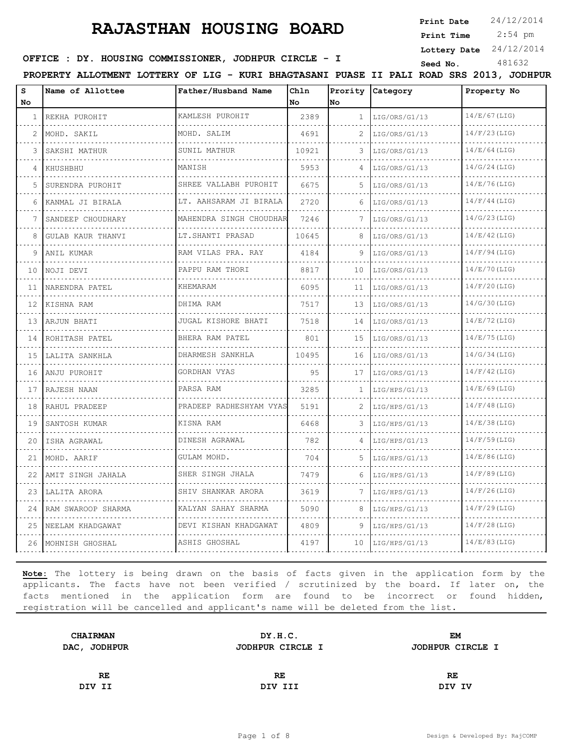# RAJASTHAN HOUSING BOARD

**Print Date** 24/12/2014
**Print Time** 2:54 pm
**Lottery Date** 24/12/2014
**Seed No.** 481632

**OFFICE : DY. HOUSING COMMISSIONER, JODHPUR CIRCLE - I**

**PROPERTY ALLOTMENT LOTTERY OF LIG - KURI BHAGTASANI PUASE II PALI ROAD SRS 2013, JODHPUR**

| S No | Name of Allottee | Father/Husband Name | Chln No | Prority No | Category | Property No |
|---|---|---|---|---|---|---|
| 1 | REKHA PUROHIT | KAMLESH PUROHIT | 2389 | 1 | LIG/ORS/G1/13 | 14/E/67(LIG) |
| 2 | MOHD. SAKIL | MOHD. SALIM | 4691 | 2 | LIG/ORS/G1/13 | 14/F/23(LIG) |
| 3 | SAKSHI MATHUR | SUNIL MATHUR | 10921 | 3 | LIG/ORS/G1/13 | 14/E/64(LIG) |
| 4 | KHUSHBHU | MANISH | 5953 | 4 | LIG/ORS/G1/13 | 14/G/24(LIG) |
| 5 | SURENDRA PUROHIT | SHREE VALLABH PUROHIT | 6675 | 5 | LIG/ORS/G1/13 | 14/E/76(LIG) |
| 6 | KANMAL JI BIRALA | LT. AAHSARAM JI BIRALA | 2720 | 6 | LIG/ORS/G1/13 | 14/F/44(LIG) |
| 7 | SANDEEP CHOUDHARY | MAHENDRA SINGH CHOUDHAR | 7246 | 7 | LIG/ORS/G1/13 | 14/G/23(LIG) |
| 8 | GULAB KAUR THANVI | LT.SHANTI PRASAD | 10645 | 8 | LIG/ORS/G1/13 | 14/E/42(LIG) |
| 9 | ANIL KUMAR | RAM VILAS PRA. RAY | 4184 | 9 | LIG/ORS/G1/13 | 14/F/94(LIG) |
| 10 | NOJI DEVI | PAPPU RAM THORI | 8817 | 10 | LIG/ORS/G1/13 | 14/E/70(LIG) |
| 11 | NARENDRA PATEL | KHEMARAM | 6095 | 11 | LIG/ORS/G1/13 | 14/F/20(LIG) |
| 12 | KISHNA RAM | DHIMA RAM | 7517 | 13 | LIG/ORS/G1/13 | 14/G/30(LIG) |
| 13 | ARJUN BHATI | JUGAL KISHORE BHATI | 7518 | 14 | LIG/ORS/G1/13 | 14/E/72(LIG) |
| 14 | ROHITASH PATEL | BHERA RAM PATEL | 801 | 15 | LIG/ORS/G1/13 | 14/E/75(LIG) |
| 15 | LALITA SANKHLA | DHARMESH SANKHLA | 10495 | 16 | LIG/ORS/G1/13 | 14/G/34(LIG) |
| 16 | ANJU PUROHIT | GORDHAN VYAS | 95 | 17 | LIG/ORS/G1/13 | 14/F/42(LIG) |
| 17 | RAJESH NAAN | PARSA RAM | 3285 | 1 | LIG/HPS/G1/13 | 14/E/69(LIG) |
| 18 | RAHUL PRADEEP | PRADEEP RADHESHYAM VYAS | 5191 | 2 | LIG/HPS/G1/13 | 14/F/48(LIG) |
| 19 | SANTOSH KUMAR | KISNA RAM | 6468 | 3 | LIG/HPS/G1/13 | 14/E/38(LIG) |
| 20 | ISHA AGRAWAL | DINESH AGRAWAL | 782 | 4 | LIG/HPS/G1/13 | 14/F/59(LIG) |
| 21 | MOHD. AARIF | GULAM MOHD. | 704 | 5 | LIG/HPS/G1/13 | 14/E/86(LIG) |
| 22 | AMIT SINGH JAHALA | SHER SINGH JHALA | 7479 | 6 | LIG/HPS/G1/13 | 14/F/89(LIG) |
| 23 | LALITA ARORA | SHIV SHANKAR ARORA | 3619 | 7 | LIG/HPS/G1/13 | 14/F/26(LIG) |
| 24 | RAM SWAROOP SHARMA | KALYAN SAHAY SHARMA | 5090 | 8 | LIG/HPS/G1/13 | 14/F/29(LIG) |
| 25 | NEELAM KHADGAWAT | DEVI KISHAN KHADGAWAT | 4809 | 9 | LIG/HPS/G1/13 | 14/F/28(LIG) |
| 26 | MOHNISH GHOSHAL | ASHIS GHOSHAL | 4197 | 10 | LIG/HPS/G1/13 | 14/E/83(LIG) |

**Note:** The lottery is being drawn on the basis of facts given in the application form by the applicants. The facts have not been verified / scrutinized by the board. If later on, the facts mentioned in the application form are found to be incorrect or found hidden, registration will be cancelled and applicant's name will be deleted from the list.

| | | |
|---|---|---|
| **CHAIRMAN**<br>**DAC, JODHPUR** | **DY.H.C.**<br>**JODHPUR CIRCLE I** | **EM**<br>**JODHPUR CIRCLE I** |
| **RE**<br>**DIV II** | **RE**<br>**DIV III** | **RE**<br>**DIV IV** |

Design & Developed By: RajCOMP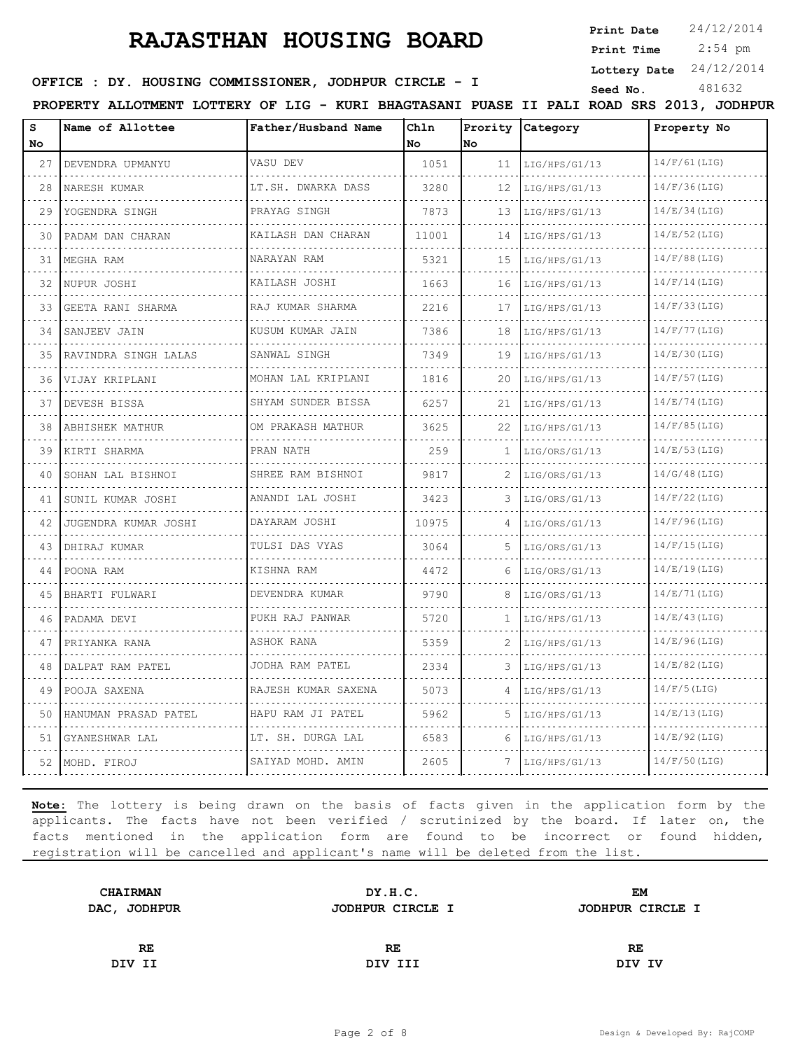# RAJASTHAN HOUSING BOARD

**Print Date** 24/12/2014
**Print Time** 2:54 pm
**Lottery Date** 24/12/2014
**Seed No.** 481632

**OFFICE : DY. HOUSING COMMISSIONER, JODHPUR CIRCLE - I**

**PROPERTY ALLOTMENT LOTTERY OF LIG - KURI BHAGTASANI PUASE II PALI ROAD SRS 2013, JODHPUR**

| S No | Name of Allottee | Father/Husband Name | Chln No | Prority No | Category | Property No |
|---|---|---|---|---|---|---|
| 27 | DEVENDRA UPMANYU | VASU DEV | 1051 | 11 | LIG/HPS/G1/13 | 14/F/61(LIG) |
| 28 | NARESH KUMAR | LT.SH. DWARKA DASS | 3280 | 12 | LIG/HPS/G1/13 | 14/F/36(LIG) |
| 29 | YOGENDRA SINGH | PRAYAG SINGH | 7873 | 13 | LIG/HPS/G1/13 | 14/E/34(LIG) |
| 30 | PADAM DAN CHARAN | KAILASH DAN CHARAN | 11001 | 14 | LIG/HPS/G1/13 | 14/E/52(LIG) |
| 31 | MEGHA RAM | NARAYAN RAM | 5321 | 15 | LIG/HPS/G1/13 | 14/F/88(LIG) |
| 32 | NUPUR JOSHI | KAILASH JOSHI | 1663 | 16 | LIG/HPS/G1/13 | 14/F/14(LIG) |
| 33 | GEETA RANI SHARMA | RAJ KUMAR SHARMA | 2216 | 17 | LIG/HPS/G1/13 | 14/F/33(LIG) |
| 34 | SANJEEV JAIN | KUSUM KUMAR JAIN | 7386 | 18 | LIG/HPS/G1/13 | 14/F/77(LIG) |
| 35 | RAVINDRA SINGH LALAS | SANWAL SINGH | 7349 | 19 | LIG/HPS/G1/13 | 14/E/30(LIG) |
| 36 | VIJAY KRIPLANI | MOHAN LAL KRIPLANI | 1816 | 20 | LIG/HPS/G1/13 | 14/F/57(LIG) |
| 37 | DEVESH BISSA | SHYAM SUNDER BISSA | 6257 | 21 | LIG/HPS/G1/13 | 14/E/74(LIG) |
| 38 | ABHISHEK MATHUR | OM PRAKASH MATHUR | 3625 | 22 | LIG/HPS/G1/13 | 14/F/85(LIG) |
| 39 | KIRTI SHARMA | PRAN NATH | 259 | 1 | LIG/ORS/G1/13 | 14/E/53(LIG) |
| 40 | SOHAN LAL BISHNOI | SHREE RAM BISHNOI | 9817 | 2 | LIG/ORS/G1/13 | 14/G/48(LIG) |
| 41 | SUNIL KUMAR JOSHI | ANANDI LAL JOSHI | 3423 | 3 | LIG/ORS/G1/13 | 14/F/22(LIG) |
| 42 | JUGENDRA KUMAR JOSHI | DAYARAM JOSHI | 10975 | 4 | LIG/ORS/G1/13 | 14/F/96(LIG) |
| 43 | DHIRAJ KUMAR | TULSI DAS VYAS | 3064 | 5 | LIG/ORS/G1/13 | 14/F/15(LIG) |
| 44 | POONA RAM | KISHNA RAM | 4472 | 6 | LIG/ORS/G1/13 | 14/E/19(LIG) |
| 45 | BHARTI FULWARI | DEVENDRA KUMAR | 9790 | 8 | LIG/ORS/G1/13 | 14/E/71(LIG) |
| 46 | PADAMA DEVI | PUKH RAJ PANWAR | 5720 | 1 | LIG/HPS/G1/13 | 14/E/43(LIG) |
| 47 | PRIYANKA RANA | ASHOK RANA | 5359 | 2 | LIG/HPS/G1/13 | 14/E/96(LIG) |
| 48 | DALPAT RAM PATEL | JODHA RAM PATEL | 2334 | 3 | LIG/HPS/G1/13 | 14/E/82(LIG) |
| 49 | POOJA SAXENA | RAJESH KUMAR SAXENA | 5073 | 4 | LIG/HPS/G1/13 | 14/F/5(LIG) |
| 50 | HANUMAN PRASAD PATEL | HAPU RAM JI PATEL | 5962 | 5 | LIG/HPS/G1/13 | 14/E/13(LIG) |
| 51 | GYANESHWAR LAL | LT. SH. DURGA LAL | 6583 | 6 | LIG/HPS/G1/13 | 14/E/92(LIG) |
| 52 | MOHD. FIROJ | SAIYAD MOHD. AMIN | 2605 | 7 | LIG/HPS/G1/13 | 14/F/50(LIG) |

**Note:** The lottery is being drawn on the basis of facts given in the application form by the applicants. The facts have not been verified / scrutinized by the board. If later on, the facts mentioned in the application form are found to be incorrect or found hidden, registration will be cancelled and applicant's name will be deleted from the list.

| **CHAIRMAN** | **DY.H.C.** | **EM** |
|---|---|---|
| **DAC, JODHPUR** | **JODHPUR CIRCLE I** | **JODHPUR CIRCLE I** |
| **RE** | **RE** | **RE** |
| **DIV II** | **DIV III** | **DIV IV** |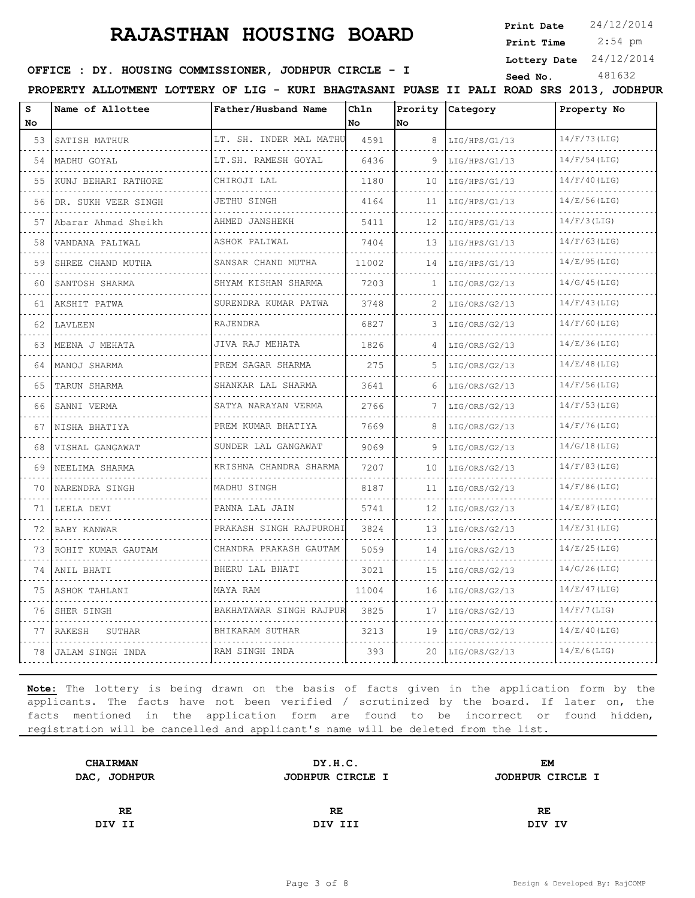# RAJASTHAN HOUSING BOARD

**Print Date** 24/12/2014
**Print Time** 2:54 pm
**Lottery Date** 24/12/2014
**Seed No.** 481632

**OFFICE : DY. HOUSING COMMISSIONER, JODHPUR CIRCLE - I**

**PROPERTY ALLOTMENT LOTTERY OF LIG - KURI BHAGTASANI PUASE II PALI ROAD SRS 2013, JODHPUR**

| S No | Name of Allottee | Father/Husband Name | Chln No | Prority No | Category | Property No |
|---|---|---|---|---|---|---|
| 53 | SATISH MATHUR | LT. SH. INDER MAL MATHU | 4591 | 8 | LIG/HPS/G1/13 | 14/F/73(LIG) |
| 54 | MADHU GOYAL | LT.SH. RAMESH GOYAL | 6436 | 9 | LIG/HPS/G1/13 | 14/F/54(LIG) |
| 55 | KUNJ BEHARI RATHORE | CHIROJI LAL | 1180 | 10 | LIG/HPS/G1/13 | 14/F/40(LIG) |
| 56 | DR. SUKH VEER SINGH | JETHU SINGH | 4164 | 11 | LIG/HPS/G1/13 | 14/E/56(LIG) |
| 57 | Abarar Ahmad Sheikh | AHMED JANSHEKH | 5411 | 12 | LIG/HPS/G1/13 | 14/F/3(LIG) |
| 58 | VANDANA PALIWAL | ASHOK PALIWAL | 7404 | 13 | LIG/HPS/G1/13 | 14/F/63(LIG) |
| 59 | SHREE CHAND MUTHA | SANSAR CHAND MUTHA | 11002 | 14 | LIG/HPS/G1/13 | 14/E/95(LIG) |
| 60 | SANTOSH SHARMA | SHYAM KISHAN SHARMA | 7203 | 1 | LIG/ORS/G2/13 | 14/G/45(LIG) |
| 61 | AKSHIT PATWA | SURENDRA KUMAR PATWA | 3748 | 2 | LIG/ORS/G2/13 | 14/F/43(LIG) |
| 62 | LAVLEEN | RAJENDRA | 6827 | 3 | LIG/ORS/G2/13 | 14/F/60(LIG) |
| 63 | MEENA J MEHATA | JIVA RAJ MEHATA | 1826 | 4 | LIG/ORS/G2/13 | 14/E/36(LIG) |
| 64 | MANOJ SHARMA | PREM SAGAR SHARMA | 275 | 5 | LIG/ORS/G2/13 | 14/E/48(LIG) |
| 65 | TARUN SHARMA | SHANKAR LAL SHARMA | 3641 | 6 | LIG/ORS/G2/13 | 14/F/56(LIG) |
| 66 | SANNI VERMA | SATYA NARAYAN VERMA | 2766 | 7 | LIG/ORS/G2/13 | 14/F/53(LIG) |
| 67 | NISHA BHATIYA | PREM KUMAR BHATIYA | 7669 | 8 | LIG/ORS/G2/13 | 14/F/76(LIG) |
| 68 | VISHAL GANGAWAT | SUNDER LAL GANGAWAT | 9069 | 9 | LIG/ORS/G2/13 | 14/G/18(LIG) |
| 69 | NEELIMA SHARMA | KRISHNA CHANDRA SHARMA | 7207 | 10 | LIG/ORS/G2/13 | 14/F/83(LIG) |
| 70 | NARENDRA SINGH | MADHU SINGH | 8187 | 11 | LIG/ORS/G2/13 | 14/F/86(LIG) |
| 71 | LEELA DEVI | PANNA LAL JAIN | 5741 | 12 | LIG/ORS/G2/13 | 14/E/87(LIG) |
| 72 | BABY KANWAR | PRAKASH SINGH RAJPUROHI | 3824 | 13 | LIG/ORS/G2/13 | 14/E/31(LIG) |
| 73 | ROHIT KUMAR GAUTAM | CHANDRA PRAKASH GAUTAM | 5059 | 14 | LIG/ORS/G2/13 | 14/E/25(LIG) |
| 74 | ANIL BHATI | BHERU LAL BHATI | 3021 | 15 | LIG/ORS/G2/13 | 14/G/26(LIG) |
| 75 | ASHOK TAHLANI | MAYA RAM | 11004 | 16 | LIG/ORS/G2/13 | 14/E/47(LIG) |
| 76 | SHER SINGH | BAKHATAWAR SINGH RAJPUR | 3825 | 17 | LIG/ORS/G2/13 | 14/F/7(LIG) |
| 77 | RAKESH SUTHAR | BHIKARAM SUTHAR | 3213 | 19 | LIG/ORS/G2/13 | 14/E/40(LIG) |
| 78 | JALAM SINGH INDA | RAM SINGH INDA | 393 | 20 | LIG/ORS/G2/13 | 14/E/6(LIG) |

**Note:** The lottery is being drawn on the basis of facts given in the application form by the applicants. The facts have not been verified / scrutinized by the board. If later on, the facts mentioned in the application form are found to be incorrect or found hidden, registration will be cancelled and applicant's name will be deleted from the list.

| **CHAIRMAN** | **DY.H.C.** | **EM** |
|---|---|---|
| **DAC, JODHPUR** | **JODHPUR CIRCLE I** | **JODHPUR CIRCLE I** |
| **RE** | **RE** | **RE** |
| **DIV II** | **DIV III** | **DIV IV** |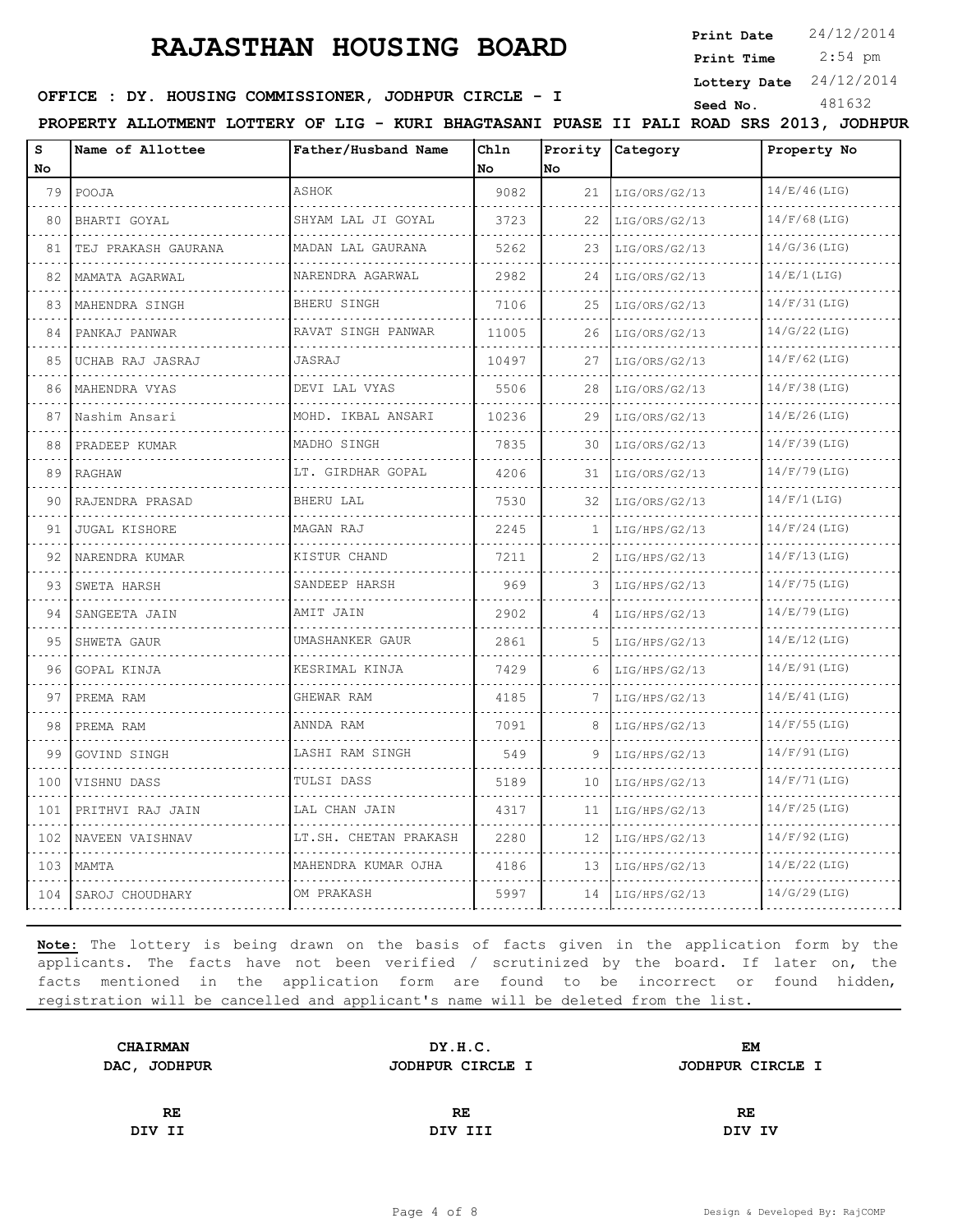# RAJASTHAN HOUSING BOARD

**Print Date** 24/12/2014
**Print Time** 2:54 pm
**Lottery Date** 24/12/2014
**Seed No.** 481632

**OFFICE : DY. HOUSING COMMISSIONER, JODHPUR CIRCLE - I**

**PROPERTY ALLOTMENT LOTTERY OF LIG - KURI BHAGTASANI PUASE II PALI ROAD SRS 2013, JODHPUR**

| S No | Name of Allottee | Father/Husband Name | Chln No | Prority No | Category | Property No |
|---|---|---|---|---|---|---|
| 79 | POOJA | ASHOK | 9082 | 21 | LIG/ORS/G2/13 | 14/E/46(LIG) |
| 80 | BHARTI GOYAL | SHYAM LAL JI GOYAL | 3723 | 22 | LIG/ORS/G2/13 | 14/F/68(LIG) |
| 81 | TEJ PRAKASH GAURANA | MADAN LAL GAURANA | 5262 | 23 | LIG/ORS/G2/13 | 14/G/36(LIG) |
| 82 | MAMATA AGARWAL | NARENDRA AGARWAL | 2982 | 24 | LIG/ORS/G2/13 | 14/E/1(LIG) |
| 83 | MAHENDRA SINGH | BHERU SINGH | 7106 | 25 | LIG/ORS/G2/13 | 14/F/31(LIG) |
| 84 | PANKAJ PANWAR | RAVAT SINGH PANWAR | 11005 | 26 | LIG/ORS/G2/13 | 14/G/22(LIG) |
| 85 | UCHAB RAJ JASRAJ | JASRAJ | 10497 | 27 | LIG/ORS/G2/13 | 14/F/62(LIG) |
| 86 | MAHENDRA VYAS | DEVI LAL VYAS | 5506 | 28 | LIG/ORS/G2/13 | 14/F/38(LIG) |
| 87 | Nashim Ansari | MOHD. IKBAL ANSARI | 10236 | 29 | LIG/ORS/G2/13 | 14/E/26(LIG) |
| 88 | PRADEEP KUMAR | MADHO SINGH | 7835 | 30 | LIG/ORS/G2/13 | 14/F/39(LIG) |
| 89 | RAGHAW | LT. GIRDHAR GOPAL | 4206 | 31 | LIG/ORS/G2/13 | 14/F/79(LIG) |
| 90 | RAJENDRA PRASAD | BHERU LAL | 7530 | 32 | LIG/ORS/G2/13 | 14/F/1(LIG) |
| 91 | JUGAL KISHORE | MAGAN RAJ | 2245 | 1 | LIG/HPS/G2/13 | 14/F/24(LIG) |
| 92 | NARENDRA KUMAR | KISTUR CHAND | 7211 | 2 | LIG/HPS/G2/13 | 14/F/13(LIG) |
| 93 | SWETA HARSH | SANDEEP HARSH | 969 | 3 | LIG/HPS/G2/13 | 14/F/75(LIG) |
| 94 | SANGEETA JAIN | AMIT JAIN | 2902 | 4 | LIG/HPS/G2/13 | 14/E/79(LIG) |
| 95 | SHWETA GAUR | UMASHANKER GAUR | 2861 | 5 | LIG/HPS/G2/13 | 14/E/12(LIG) |
| 96 | GOPAL KINJA | KESRIMAL KINJA | 7429 | 6 | LIG/HPS/G2/13 | 14/E/91(LIG) |
| 97 | PREMA RAM | GHEWAR RAM | 4185 | 7 | LIG/HPS/G2/13 | 14/E/41(LIG) |
| 98 | PREMA RAM | ANNDA RAM | 7091 | 8 | LIG/HPS/G2/13 | 14/F/55(LIG) |
| 99 | GOVIND SINGH | LASHI RAM SINGH | 549 | 9 | LIG/HPS/G2/13 | 14/F/91(LIG) |
| 100 | VISHNU DASS | TULSI DASS | 5189 | 10 | LIG/HPS/G2/13 | 14/F/71(LIG) |
| 101 | PRITHVI RAJ JAIN | LAL CHAN JAIN | 4317 | 11 | LIG/HPS/G2/13 | 14/F/25(LIG) |
| 102 | NAVEEN VAISHNAV | LT.SH. CHETAN PRAKASH | 2280 | 12 | LIG/HPS/G2/13 | 14/F/92(LIG) |
| 103 | MAMTA | MAHENDRA KUMAR OJHA | 4186 | 13 | LIG/HPS/G2/13 | 14/E/22(LIG) |
| 104 | SAROJ CHOUDHARY | OM PRAKASH | 5997 | 14 | LIG/HPS/G2/13 | 14/G/29(LIG) |

**Note:** The lottery is being drawn on the basis of facts given in the application form by the applicants. The facts have not been verified / scrutinized by the board. If later on, the facts mentioned in the application form are found to be incorrect or found hidden, registration will be cancelled and applicant's name will be deleted from the list.

| **CHAIRMAN** | **DY.H.C.** | **EM** |
|---|---|---|
| **DAC, JODHPUR** | **JODHPUR CIRCLE I** | **JODHPUR CIRCLE I** |
| **RE** | **RE** | **RE** |
| **DIV II** | **DIV III** | **DIV IV** |

Design & Developed By: RajCOMP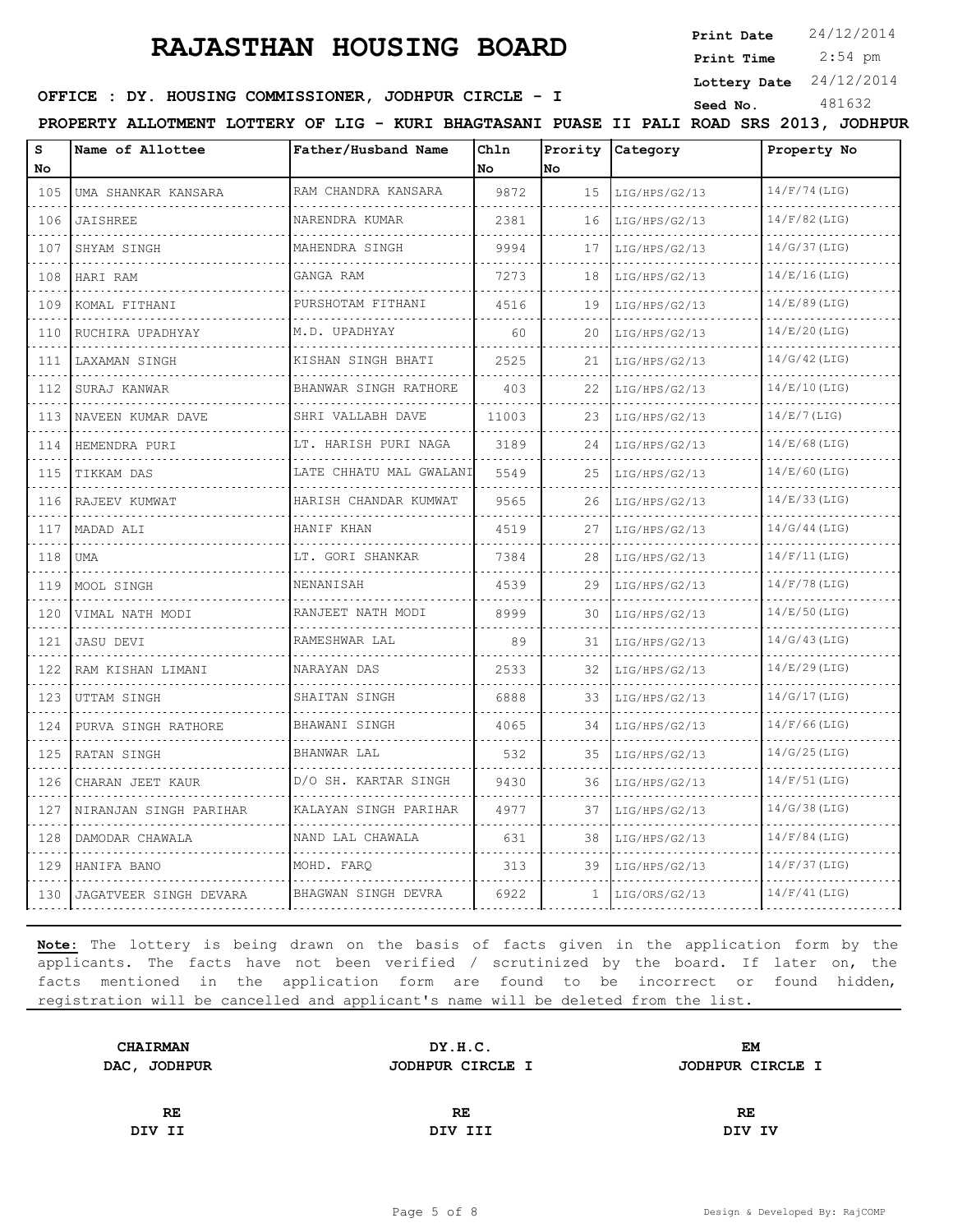# RAJASTHAN HOUSING BOARD

**Print Date** 24/12/2014
**Print Time** 2:54 pm
**Lottery Date** 24/12/2014
**Seed No.** 481632

**OFFICE : DY. HOUSING COMMISSIONER, JODHPUR CIRCLE - I**

**PROPERTY ALLOTMENT LOTTERY OF LIG - KURI BHAGTASANI PUASE II PALI ROAD SRS 2013, JODHPUR**

| S No | Name of Allottee | Father/Husband Name | Chln No | Prority No | Category | Property No |
|---|---|---|---|---|---|---|
| 105 | UMA SHANKAR KANSARA | RAM CHANDRA KANSARA | 9872 | 15 | LIG/HPS/G2/13 | 14/F/74(LIG) |
| 106 | JAISHREE | NARENDRA KUMAR | 2381 | 16 | LIG/HPS/G2/13 | 14/F/82(LIG) |
| 107 | SHYAM SINGH | MAHENDRA SINGH | 9994 | 17 | LIG/HPS/G2/13 | 14/G/37(LIG) |
| 108 | HARI RAM | GANGA RAM | 7273 | 18 | LIG/HPS/G2/13 | 14/E/16(LIG) |
| 109 | KOMAL FITHANI | PURSHOTAM FITHANI | 4516 | 19 | LIG/HPS/G2/13 | 14/E/89(LIG) |
| 110 | RUCHIRA UPADHYAY | M.D. UPADHYAY | 60 | 20 | LIG/HPS/G2/13 | 14/E/20(LIG) |
| 111 | LAXAMAN SINGH | KISHAN SINGH BHATI | 2525 | 21 | LIG/HPS/G2/13 | 14/G/42(LIG) |
| 112 | SURAJ KANWAR | BHANWAR SINGH RATHORE | 403 | 22 | LIG/HPS/G2/13 | 14/E/10(LIG) |
| 113 | NAVEEN KUMAR DAVE | SHRI VALLABH DAVE | 11003 | 23 | LIG/HPS/G2/13 | 14/E/7(LIG) |
| 114 | HEMENDRA PURI | LT. HARISH PURI NAGA | 3189 | 24 | LIG/HPS/G2/13 | 14/E/68(LIG) |
| 115 | TIKKAM DAS | LATE CHHATU MAL GWALANI | 5549 | 25 | LIG/HPS/G2/13 | 14/E/60(LIG) |
| 116 | RAJEEV KUMWAT | HARISH CHANDAR KUMWAT | 9565 | 26 | LIG/HPS/G2/13 | 14/E/33(LIG) |
| 117 | MADAD ALI | HANIF KHAN | 4519 | 27 | LIG/HPS/G2/13 | 14/G/44(LIG) |
| 118 | UMA | LT. GORI SHANKAR | 7384 | 28 | LIG/HPS/G2/13 | 14/F/11(LIG) |
| 119 | MOOL SINGH | NENANISAH | 4539 | 29 | LIG/HPS/G2/13 | 14/F/78(LIG) |
| 120 | VIMAL NATH MODI | RANJEET NATH MODI | 8999 | 30 | LIG/HPS/G2/13 | 14/E/50(LIG) |
| 121 | JASU DEVI | RAMESHWAR LAL | 89 | 31 | LIG/HPS/G2/13 | 14/G/43(LIG) |
| 122 | RAM KISHAN LIMANI | NARAYAN DAS | 2533 | 32 | LIG/HPS/G2/13 | 14/E/29(LIG) |
| 123 | UTTAM SINGH | SHAITAN SINGH | 6888 | 33 | LIG/HPS/G2/13 | 14/G/17(LIG) |
| 124 | PURVA SINGH RATHORE | BHAWANI SINGH | 4065 | 34 | LIG/HPS/G2/13 | 14/F/66(LIG) |
| 125 | RATAN SINGH | BHANWAR LAL | 532 | 35 | LIG/HPS/G2/13 | 14/G/25(LIG) |
| 126 | CHARAN JEET KAUR | D/O SH. KARTAR SINGH | 9430 | 36 | LIG/HPS/G2/13 | 14/F/51(LIG) |
| 127 | NIRANJAN SINGH PARIHAR | KALAYAN SINGH PARIHAR | 4977 | 37 | LIG/HPS/G2/13 | 14/G/38(LIG) |
| 128 | DAMODAR CHAWALA | NAND LAL CHAWALA | 631 | 38 | LIG/HPS/G2/13 | 14/F/84(LIG) |
| 129 | HANIFA BANO | MOHD. FARQ | 313 | 39 | LIG/HPS/G2/13 | 14/F/37(LIG) |
| 130 | JAGATVEER SINGH DEVARA | BHAGWAN SINGH DEVRA | 6922 | 1 | LIG/ORS/G2/13 | 14/F/41(LIG) |

**Note:** The lottery is being drawn on the basis of facts given in the application form by the applicants. The facts have not been verified / scrutinized by the board. If later on, the facts mentioned in the application form are found to be incorrect or found hidden, registration will be cancelled and applicant's name will be deleted from the list.

| **CHAIRMAN**<br>**DAC, JODHPUR** | **DY.H.C.**<br>**JODHPUR CIRCLE I** | **EM**<br>**JODHPUR CIRCLE I** |
|---|---|---|
| **RE**<br>**DIV II** | **RE**<br>**DIV III** | **RE**<br>**DIV IV** |

Design & Developed By: RajCOMP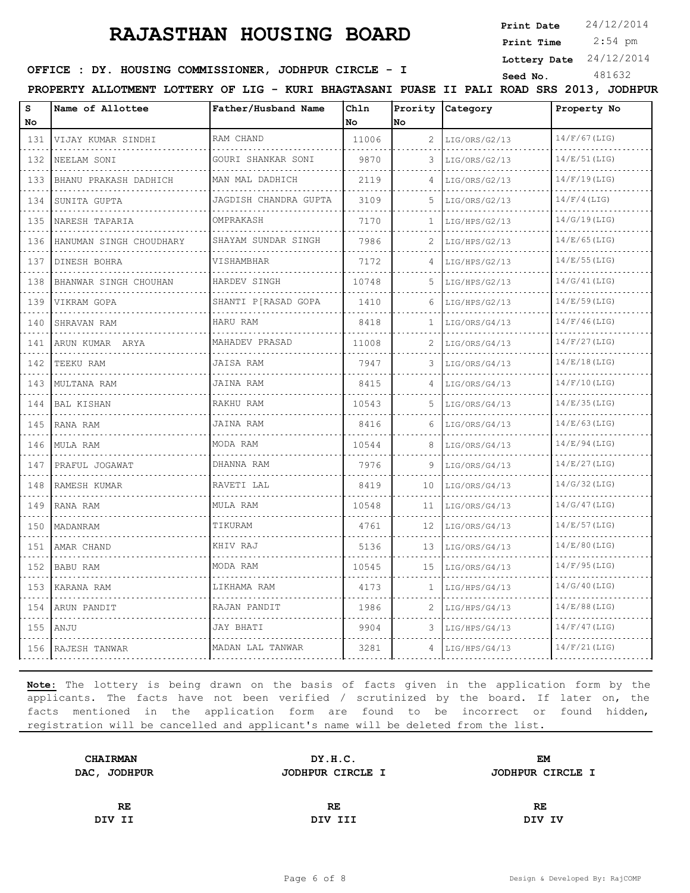# RAJASTHAN HOUSING BOARD

**Print Date** 24/12/2014
**Print Time** 2:54 pm
**Lottery Date** 24/12/2014
**Seed No.** 481632

**OFFICE : DY. HOUSING COMMISSIONER, JODHPUR CIRCLE - I**

**PROPERTY ALLOTMENT LOTTERY OF LIG - KURI BHAGTASANI PUASE II PALI ROAD SRS 2013, JODHPUR**

| S No | Name of Allottee | Father/Husband Name | Chln No | Prority No | Category | Property No |
|---|---|---|---|---|---|---|
| 131 | VIJAY KUMAR SINDHI | RAM CHAND | 11006 | 2 | LIG/ORS/G2/13 | 14/F/67(LIG) |
| 132 | NEELAM SONI | GOURI SHANKAR SONI | 9870 | 3 | LIG/ORS/G2/13 | 14/E/51(LIG) |
| 133 | BHANU PRAKASH DADHICH | MAN MAL DADHICH | 2119 | 4 | LIG/ORS/G2/13 | 14/F/19(LIG) |
| 134 | SUNITA GUPTA | JAGDISH CHANDRA GUPTA | 3109 | 5 | LIG/ORS/G2/13 | 14/F/4(LIG) |
| 135 | NARESH TAPARIA | OMPRAKASH | 7170 | 1 | LIG/HPS/G2/13 | 14/G/19(LIG) |
| 136 | HANUMAN SINGH CHOUDHARY | SHAYAM SUNDAR SINGH | 7986 | 2 | LIG/HPS/G2/13 | 14/E/65(LIG) |
| 137 | DINESH BOHRA | VISHAMBHAR | 7172 | 4 | LIG/HPS/G2/13 | 14/E/55(LIG) |
| 138 | BHANWAR SINGH CHOUHAN | HARDEV SINGH | 10748 | 5 | LIG/HPS/G2/13 | 14/G/41(LIG) |
| 139 | VIKRAM GOPA | SHANTI P[RASAD GOPA | 1410 | 6 | LIG/HPS/G2/13 | 14/E/59(LIG) |
| 140 | SHRAVAN RAM | HARU RAM | 8418 | 1 | LIG/ORS/G4/13 | 14/F/46(LIG) |
| 141 | ARUN KUMAR ARYA | MAHADEV PRASAD | 11008 | 2 | LIG/ORS/G4/13 | 14/F/27(LIG) |
| 142 | TEEKU RAM | JAISA RAM | 7947 | 3 | LIG/ORS/G4/13 | 14/E/18(LIG) |
| 143 | MULTANA RAM | JAINA RAM | 8415 | 4 | LIG/ORS/G4/13 | 14/F/10(LIG) |
| 144 | BAL KISHAN | RAKHU RAM | 10543 | 5 | LIG/ORS/G4/13 | 14/E/35(LIG) |
| 145 | RANA RAM | JAINA RAM | 8416 | 6 | LIG/ORS/G4/13 | 14/E/63(LIG) |
| 146 | MULA RAM | MODA RAM | 10544 | 8 | LIG/ORS/G4/13 | 14/E/94(LIG) |
| 147 | PRAFUL JOGAWAT | DHANNA RAM | 7976 | 9 | LIG/ORS/G4/13 | 14/E/27(LIG) |
| 148 | RAMESH KUMAR | RAVETI LAL | 8419 | 10 | LIG/ORS/G4/13 | 14/G/32(LIG) |
| 149 | RANA RAM | MULA RAM | 10548 | 11 | LIG/ORS/G4/13 | 14/G/47(LIG) |
| 150 | MADANRAM | TIKURAM | 4761 | 12 | LIG/ORS/G4/13 | 14/E/57(LIG) |
| 151 | AMAR CHAND | KHIV RAJ | 5136 | 13 | LIG/ORS/G4/13 | 14/E/80(LIG) |
| 152 | BABU RAM | MODA RAM | 10545 | 15 | LIG/ORS/G4/13 | 14/F/95(LIG) |
| 153 | KARANA RAM | LIKHAMA RAM | 4173 | 1 | LIG/HPS/G4/13 | 14/G/40(LIG) |
| 154 | ARUN PANDIT | RAJAN PANDIT | 1986 | 2 | LIG/HPS/G4/13 | 14/E/88(LIG) |
| 155 | ANJU | JAY BHATI | 9904 | 3 | LIG/HPS/G4/13 | 14/F/47(LIG) |
| 156 | RAJESH TANWAR | MADAN LAL TANWAR | 3281 | 4 | LIG/HPS/G4/13 | 14/F/21(LIG) |

**Note:** The lottery is being drawn on the basis of facts given in the application form by the applicants. The facts have not been verified / scrutinized by the board. If later on, the facts mentioned in the application form are found to be incorrect or found hidden, registration will be cancelled and applicant's name will be deleted from the list.

| **CHAIRMAN** | **DY.H.C.** | **EM** |
|---|---|---|
| **DAC, JODHPUR** | **JODHPUR CIRCLE I** | **JODHPUR CIRCLE I** |
| **RE** | **RE** | **RE** |
| **DIV II** | **DIV III** | **DIV IV** |

Design & Developed By: RajCOMP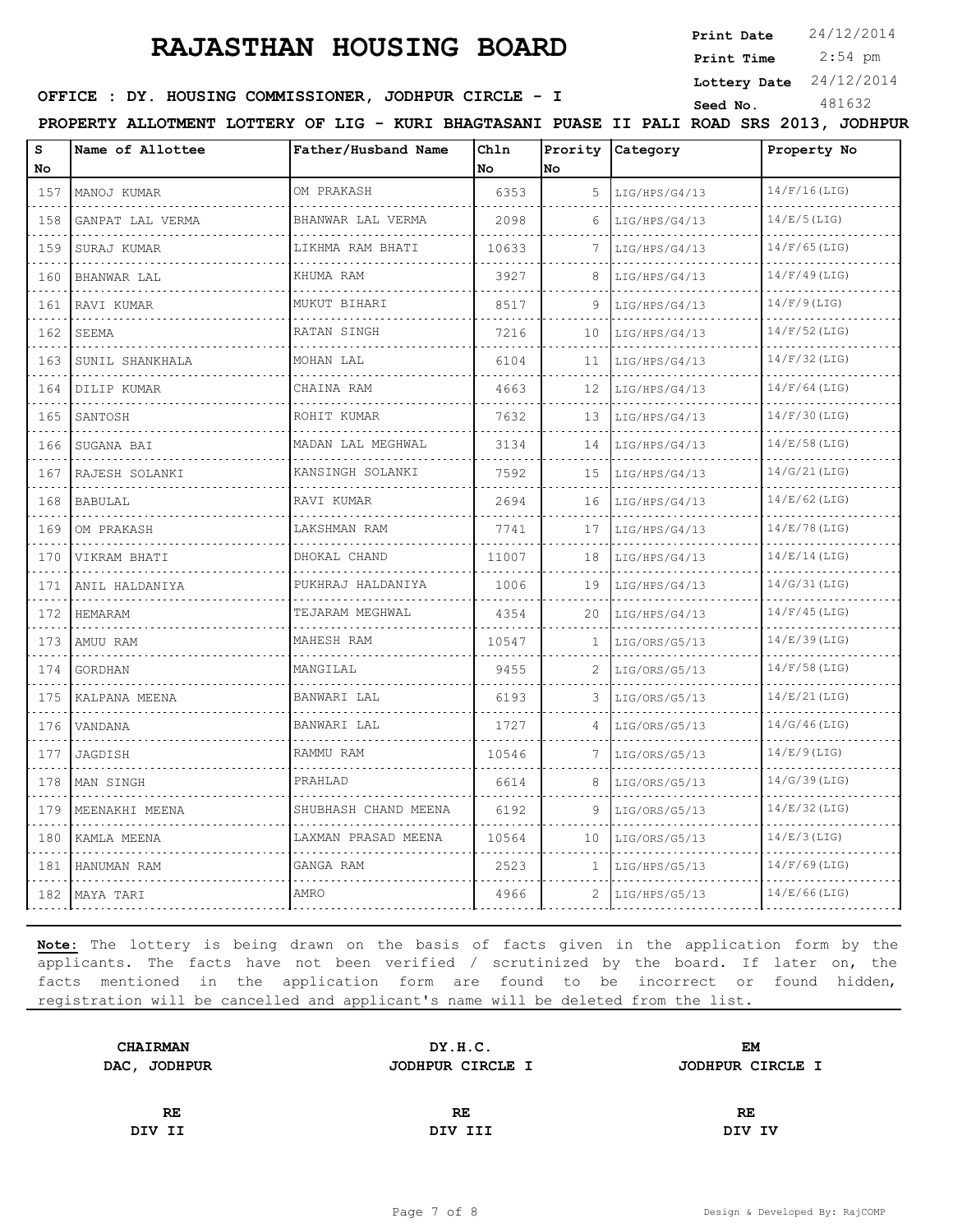# RAJASTHAN HOUSING BOARD

**Print Date** 24/12/2014
**Print Time** 2:54 pm
**Lottery Date** 24/12/2014
**Seed No.** 481632

**OFFICE : DY. HOUSING COMMISSIONER, JODHPUR CIRCLE - I**

**PROPERTY ALLOTMENT LOTTERY OF LIG - KURI BHAGTASANI PUASE II PALI ROAD SRS 2013, JODHPUR**

| S No | Name of Allottee | Father/Husband Name | Chln No | Prority No | Category | Property No |
|---|---|---|---|---|---|---|
| 157 | MANOJ KUMAR | OM PRAKASH | 6353 | 5 | LIG/HPS/G4/13 | 14/F/16(LIG) |
| 158 | GANPAT LAL VERMA | BHANWAR LAL VERMA | 2098 | 6 | LIG/HPS/G4/13 | 14/E/5(LIG) |
| 159 | SURAJ KUMAR | LIKHMA RAM BHATI | 10633 | 7 | LIG/HPS/G4/13 | 14/F/65(LIG) |
| 160 | BHANWAR LAL | KHUMA RAM | 3927 | 8 | LIG/HPS/G4/13 | 14/F/49(LIG) |
| 161 | RAVI KUMAR | MUKUT BIHARI | 8517 | 9 | LIG/HPS/G4/13 | 14/F/9(LIG) |
| 162 | SEEMA | RATAN SINGH | 7216 | 10 | LIG/HPS/G4/13 | 14/F/52(LIG) |
| 163 | SUNIL SHANKHALA | MOHAN LAL | 6104 | 11 | LIG/HPS/G4/13 | 14/F/32(LIG) |
| 164 | DILIP KUMAR | CHAINA RAM | 4663 | 12 | LIG/HPS/G4/13 | 14/F/64(LIG) |
| 165 | SANTOSH | ROHIT KUMAR | 7632 | 13 | LIG/HPS/G4/13 | 14/F/30(LIG) |
| 166 | SUGANA BAI | MADAN LAL MEGHWAL | 3134 | 14 | LIG/HPS/G4/13 | 14/E/58(LIG) |
| 167 | RAJESH SOLANKI | KANSINGH SOLANKI | 7592 | 15 | LIG/HPS/G4/13 | 14/G/21(LIG) |
| 168 | BABULAL | RAVI KUMAR | 2694 | 16 | LIG/HPS/G4/13 | 14/E/62(LIG) |
| 169 | OM PRAKASH | LAKSHMAN RAM | 7741 | 17 | LIG/HPS/G4/13 | 14/E/78(LIG) |
| 170 | VIKRAM BHATI | DHOKAL CHAND | 11007 | 18 | LIG/HPS/G4/13 | 14/E/14(LIG) |
| 171 | ANIL HALDANIYA | PUKHRAJ HALDANIYA | 1006 | 19 | LIG/HPS/G4/13 | 14/G/31(LIG) |
| 172 | HEMARAM | TEJARAM MEGHWAL | 4354 | 20 | LIG/HPS/G4/13 | 14/F/45(LIG) |
| 173 | AMUU RAM | MAHESH RAM | 10547 | 1 | LIG/ORS/G5/13 | 14/E/39(LIG) |
| 174 | GORDHAN | MANGILAL | 9455 | 2 | LIG/ORS/G5/13 | 14/F/58(LIG) |
| 175 | KALPANA MEENA | BANWARI LAL | 6193 | 3 | LIG/ORS/G5/13 | 14/E/21(LIG) |
| 176 | VANDANA | BANWARI LAL | 1727 | 4 | LIG/ORS/G5/13 | 14/G/46(LIG) |
| 177 | JAGDISH | RAMMU RAM | 10546 | 7 | LIG/ORS/G5/13 | 14/E/9(LIG) |
| 178 | MAN SINGH | PRAHLAD | 6614 | 8 | LIG/ORS/G5/13 | 14/G/39(LIG) |
| 179 | MEENAKHI MEENA | SHUBHASH CHAND MEENA | 6192 | 9 | LIG/ORS/G5/13 | 14/E/32(LIG) |
| 180 | KAMLA MEENA | LAXMAN PRASAD MEENA | 10564 | 10 | LIG/ORS/G5/13 | 14/E/3(LIG) |
| 181 | HANUMAN RAM | GANGA RAM | 2523 | 1 | LIG/HPS/G5/13 | 14/F/69(LIG) |
| 182 | MAYA TARI | AMRO | 4966 | 2 | LIG/HPS/G5/13 | 14/E/66(LIG) |

**Note:** The lottery is being drawn on the basis of facts given in the application form by the applicants. The facts have not been verified / scrutinized by the board. If later on, the facts mentioned in the application form are found to be incorrect or found hidden, registration will be cancelled and applicant's name will be deleted from the list.

| **CHAIRMAN** | **DY.H.C.** | **EM** |
|---|---|---|
| **DAC, JODHPUR** | **JODHPUR CIRCLE I** | **JODHPUR CIRCLE I** |
| **RE** | **RE** | **RE** |
| **DIV II** | **DIV III** | **DIV IV** |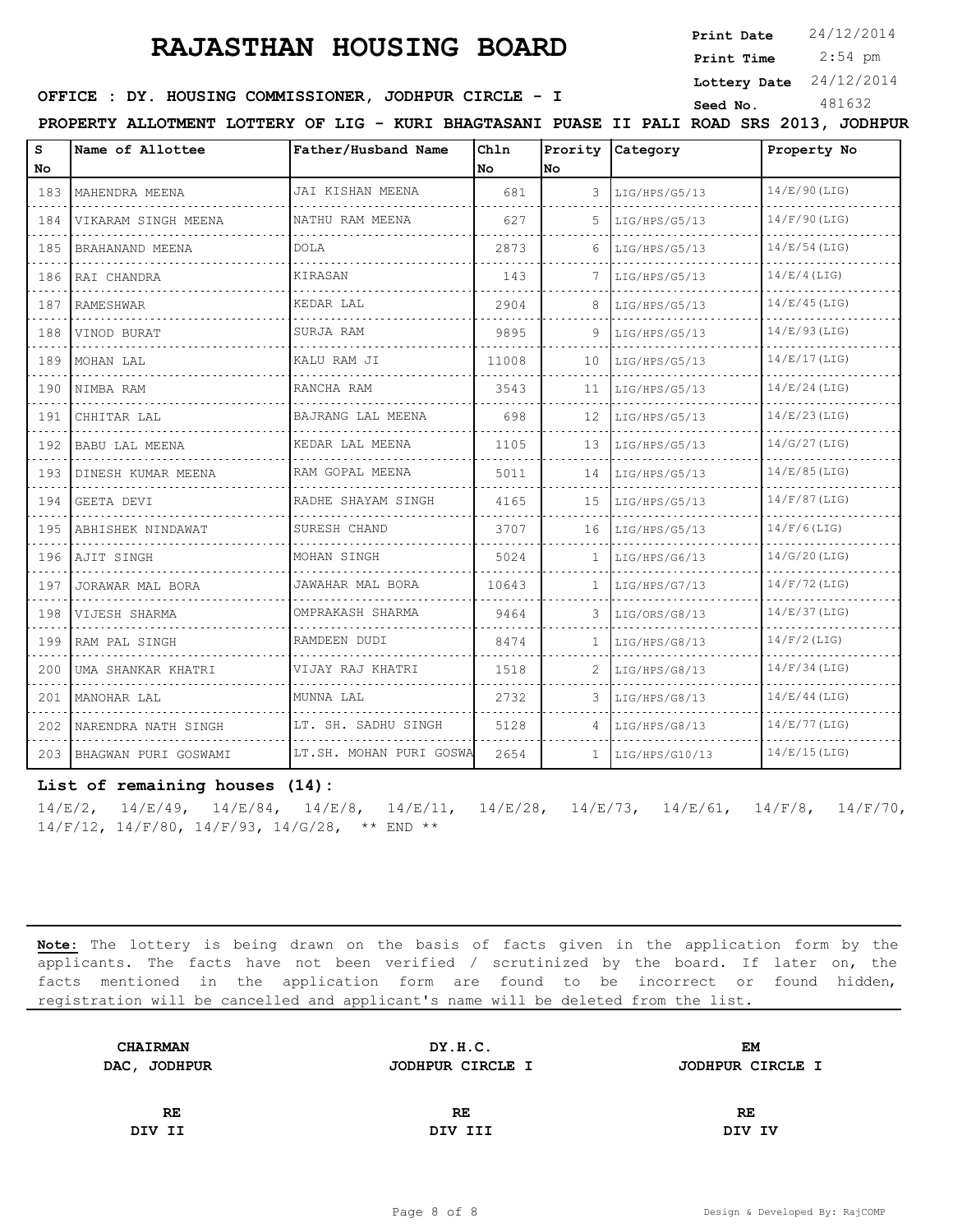# RAJASTHAN HOUSING BOARD

**Print Date** 24/12/2014
**Print Time** 2:54 pm
**Lottery Date** 24/12/2014
**Seed No.** 481632

**OFFICE : DY. HOUSING COMMISSIONER, JODHPUR CIRCLE - I**

**PROPERTY ALLOTMENT LOTTERY OF LIG - KURI BHAGTASANI PUASE II PALI ROAD SRS 2013, JODHPUR**

| S No | Name of Allottee | Father/Husband Name | Chln No | Prority No | Category | Property No |
|---|---|---|---|---|---|---|
| 183 | MAHENDRA MEENA | JAI KISHAN MEENA | 681 | 3 | LIG/HPS/G5/13 | 14/E/90(LIG) |
| 184 | VIKARAM SINGH MEENA | NATHU RAM MEENA | 627 | 5 | LIG/HPS/G5/13 | 14/F/90(LIG) |
| 185 | BRAHANAND MEENA | DOLA | 2873 | 6 | LIG/HPS/G5/13 | 14/E/54(LIG) |
| 186 | RAI CHANDRA | KIRASAN | 143 | 7 | LIG/HPS/G5/13 | 14/E/4(LIG) |
| 187 | RAMESHWAR | KEDAR LAL | 2904 | 8 | LIG/HPS/G5/13 | 14/E/45(LIG) |
| 188 | VINOD BURAT | SURJA RAM | 9895 | 9 | LIG/HPS/G5/13 | 14/E/93(LIG) |
| 189 | MOHAN LAL | KALU RAM JI | 11008 | 10 | LIG/HPS/G5/13 | 14/E/17(LIG) |
| 190 | NIMBA RAM | RANCHA RAM | 3543 | 11 | LIG/HPS/G5/13 | 14/E/24(LIG) |
| 191 | CHHITAR LAL | BAJRANG LAL MEENA | 698 | 12 | LIG/HPS/G5/13 | 14/E/23(LIG) |
| 192 | BABU LAL MEENA | KEDAR LAL MEENA | 1105 | 13 | LIG/HPS/G5/13 | 14/G/27(LIG) |
| 193 | DINESH KUMAR MEENA | RAM GOPAL MEENA | 5011 | 14 | LIG/HPS/G5/13 | 14/E/85(LIG) |
| 194 | GEETA DEVI | RADHE SHAYAM SINGH | 4165 | 15 | LIG/HPS/G5/13 | 14/F/87(LIG) |
| 195 | ABHISHEK NINDAWAT | SURESH CHAND | 3707 | 16 | LIG/HPS/G5/13 | 14/F/6(LIG) |
| 196 | AJIT SINGH | MOHAN SINGH | 5024 | 1 | LIG/HPS/G6/13 | 14/G/20(LIG) |
| 197 | JORAWAR MAL BORA | JAWAHAR MAL BORA | 10643 | 1 | LIG/HPS/G7/13 | 14/F/72(LIG) |
| 198 | VIJESH SHARMA | OMPRAKASH SHARMA | 9464 | 3 | LIG/ORS/G8/13 | 14/E/37(LIG) |
| 199 | RAM PAL SINGH | RAMDEEN DUDI | 8474 | 1 | LIG/HPS/G8/13 | 14/F/2(LIG) |
| 200 | UMA SHANKAR KHATRI | VIJAY RAJ KHATRI | 1518 | 2 | LIG/HPS/G8/13 | 14/F/34(LIG) |
| 201 | MANOHAR LAL | MUNNA LAL | 2732 | 3 | LIG/HPS/G8/13 | 14/E/44(LIG) |
| 202 | NARENDRA NATH SINGH | LT. SH. SADHU SINGH | 5128 | 4 | LIG/HPS/G8/13 | 14/E/77(LIG) |
| 203 | BHAGWAN PURI GOSWAMI | LT.SH. MOHAN PURI GOSWA | 2654 | 1 | LIG/HPS/G10/13 | 14/E/15(LIG) |

**List of remaining houses (14):**

14/E/2, 14/E/49, 14/E/84, 14/E/8, 14/E/11, 14/E/28, 14/E/73, 14/E/61, 14/F/8, 14/F/70, 14/F/12, 14/F/80, 14/F/93, 14/G/28, ** END **

**Note:** The lottery is being drawn on the basis of facts given in the application form by the applicants. The facts have not been verified / scrutinized by the board. If later on, the facts mentioned in the application form are found to be incorrect or found hidden, registration will be cancelled and applicant's name will be deleted from the list.

| | | |
|---|---|---|
| **CHAIRMAN** | **DY.H.C.** | **EM** |
| **DAC, JODHPUR** | **JODHPUR CIRCLE I** | **JODHPUR CIRCLE I** |
| **RE** | **RE** | **RE** |
| **DIV II** | **DIV III** | **DIV IV** |

Design & Developed By: RajCOMP